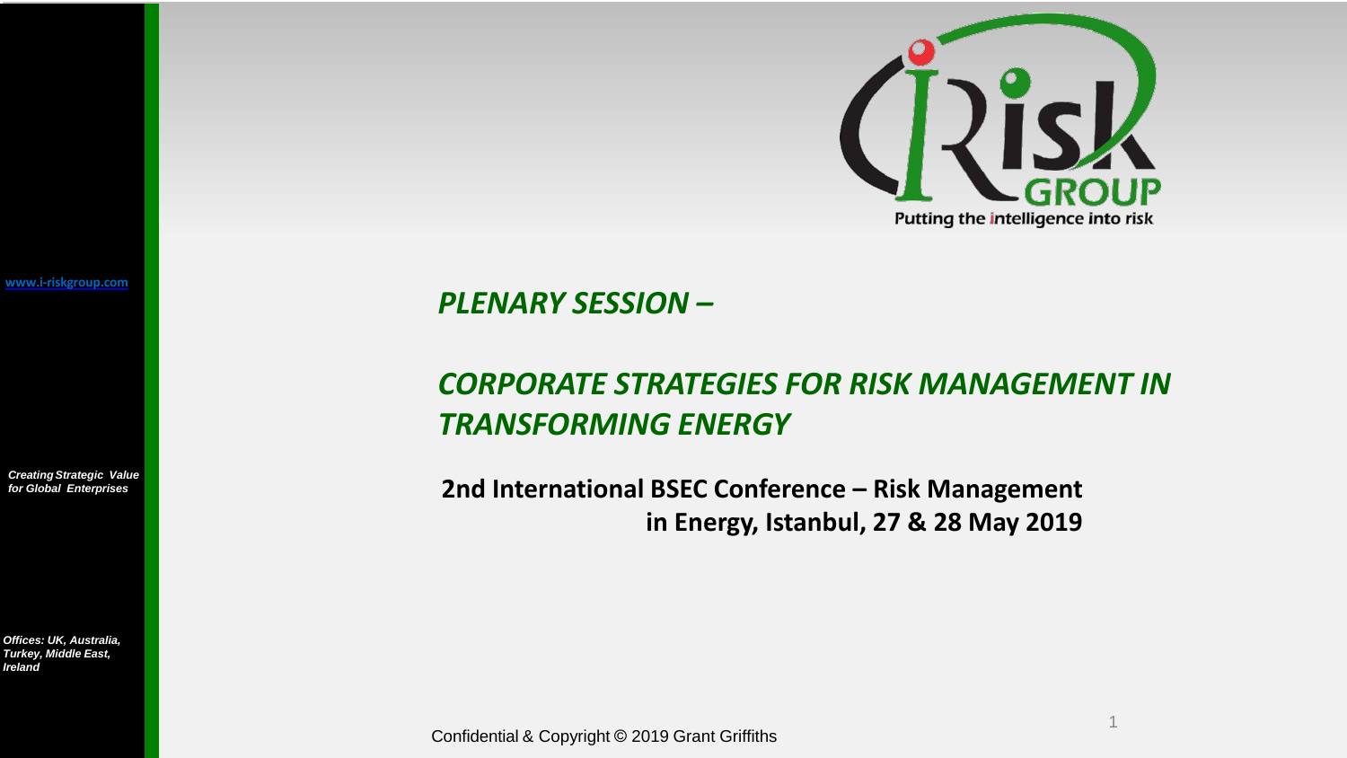www.i-riskgroup.com

*Creating Strategic Value for Global Enterprises*

*Offices: UK, Australia, Turkey, Middle East, Ireland*

iRisk GROUP

Putting the intelligence into risk

## *PLENARY SESSION –*

# *CORPORATE STRATEGIES FOR RISK MANAGEMENT IN TRANSFORMING ENERGY*

**2nd International BSEC Conference – Risk Management in Energy, Istanbul, 27 & 28 May 2019**

Confidential & Copyright © 2019 Grant Griffiths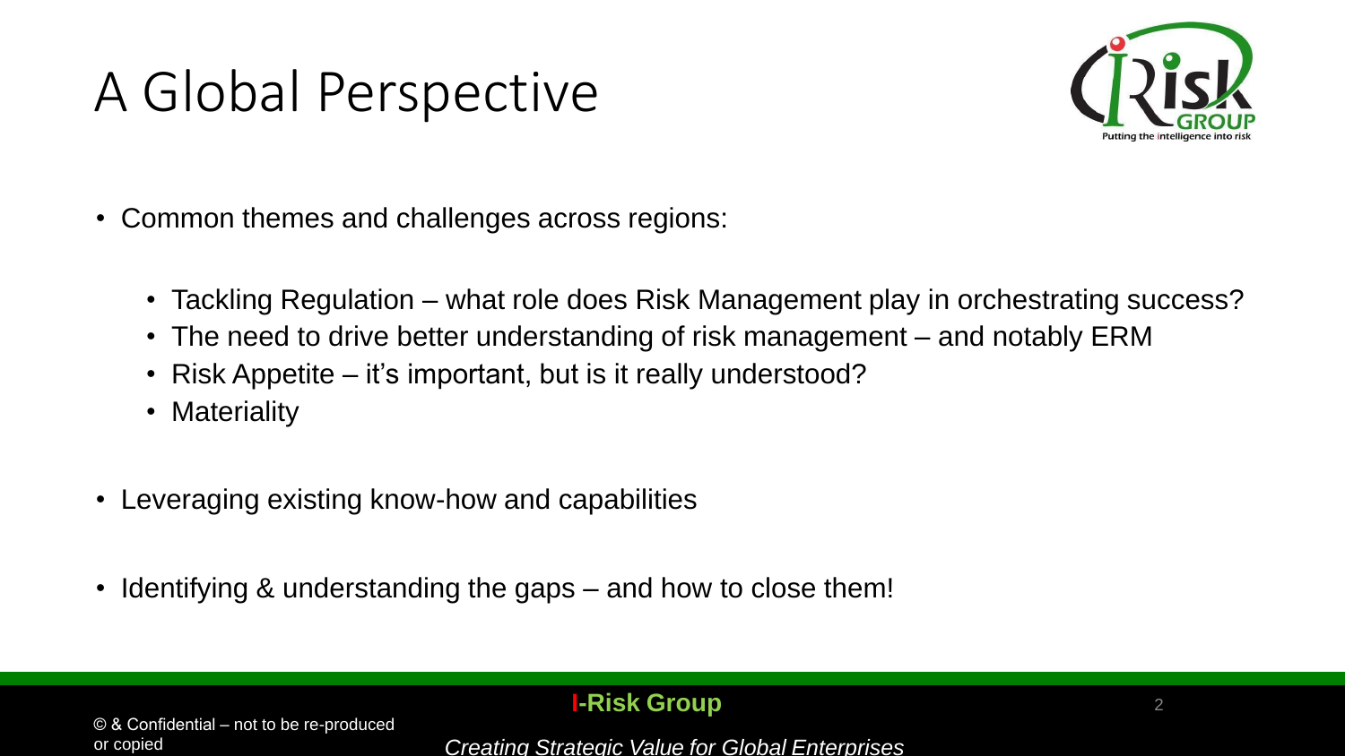# A Global Perspective

- Common themes and challenges across regions:
  - Tackling Regulation – what role does Risk Management play in orchestrating success?
  - The need to drive better understanding of risk management – and notably ERM
  - Risk Appetite – it's important, but is it really understood?
  - Materiality
- Leveraging existing know-how and capabilities
- Identifying & understanding the gaps – and how to close them!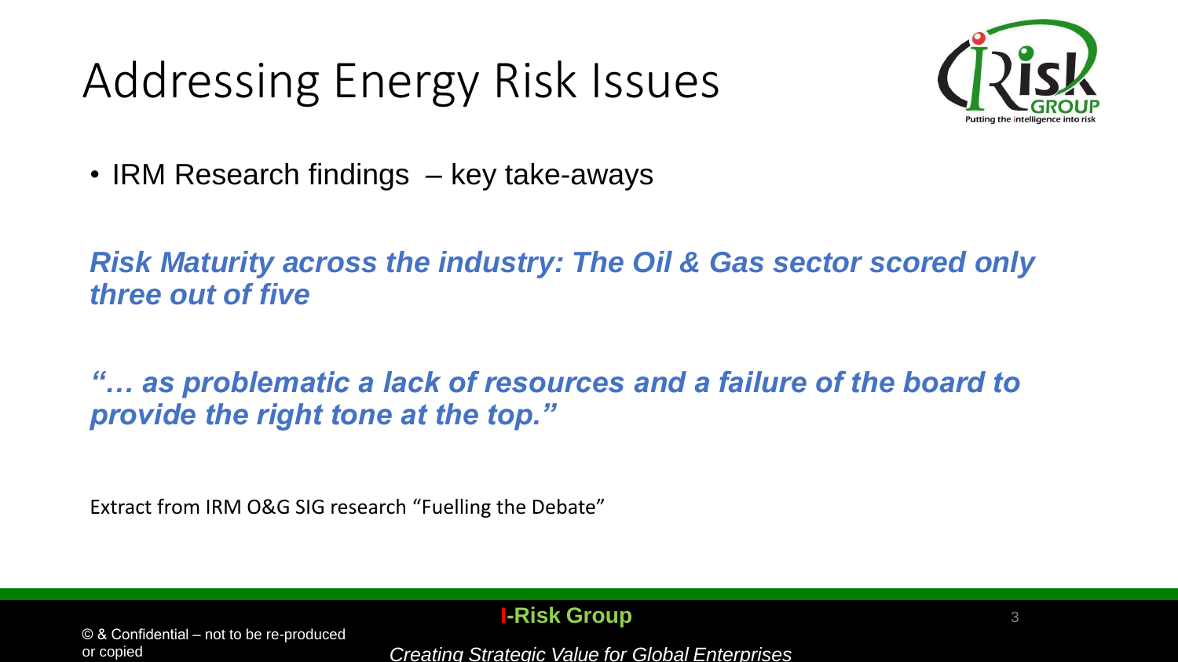# Addressing Energy Risk Issues

- IRM Research findings – key take-aways

***Risk Maturity across the industry: The Oil & Gas sector scored only three out of five***

***"… as problematic a lack of resources and a failure of the board to provide the right tone at the top."***

Extract from IRM O&G SIG research "Fuelling the Debate"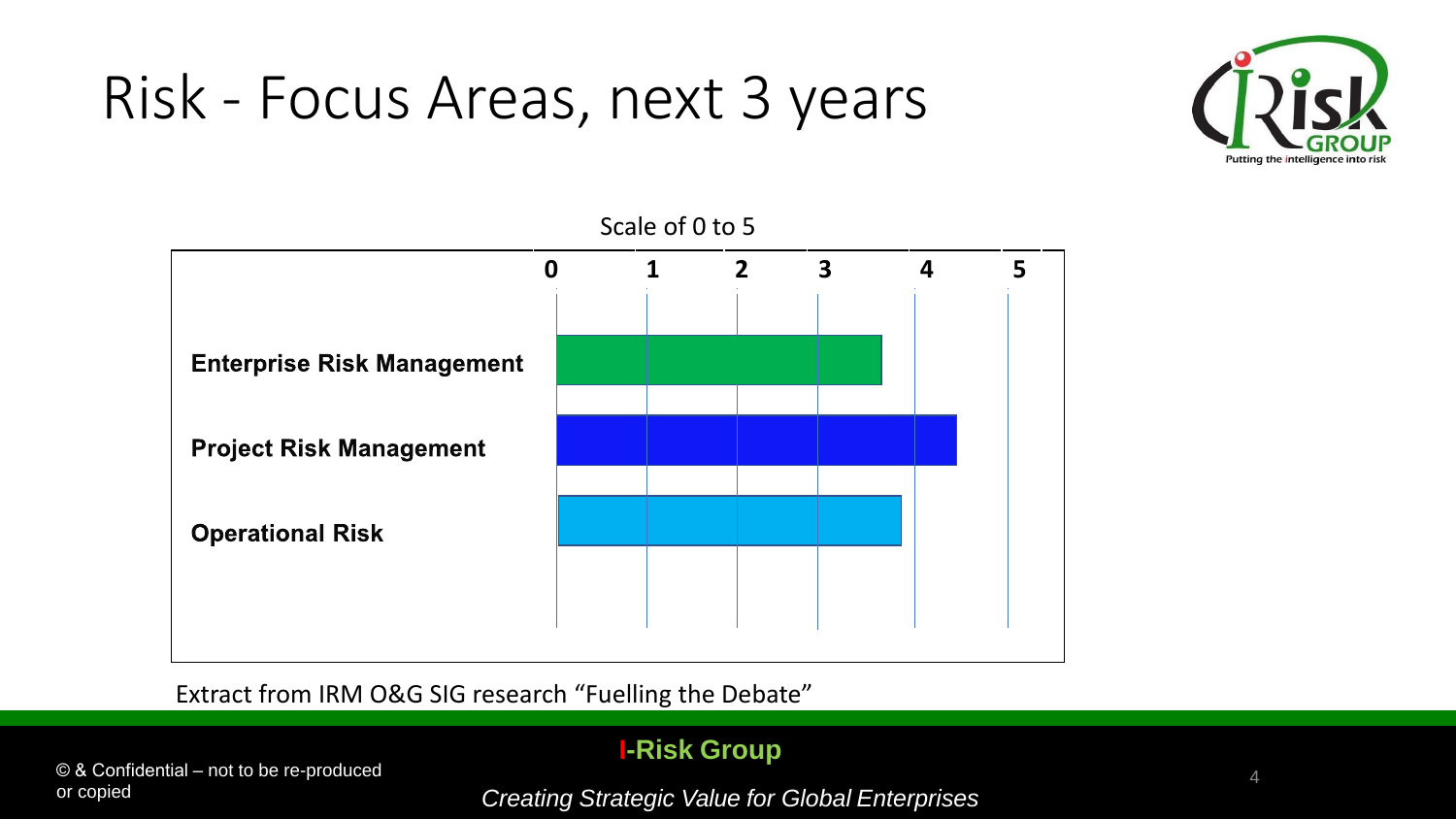# Risk - Focus Areas, next 3 years

Scale of 0 to 5

| | 0 | 1 | 2 | 3 | 4 | 5 |
|---|---|---|---|---|---|---|
| **Enterprise Risk Management** | | | | | | |
| **Project Risk Management** | | | | | | |
| **Operational Risk** | | | | | | |

Extract from IRM O&G SIG research "Fuelling the Debate"

**I-Risk Group**

*Creating Strategic Value for Global Enterprises*

© & Confidential – not to be re-produced or copied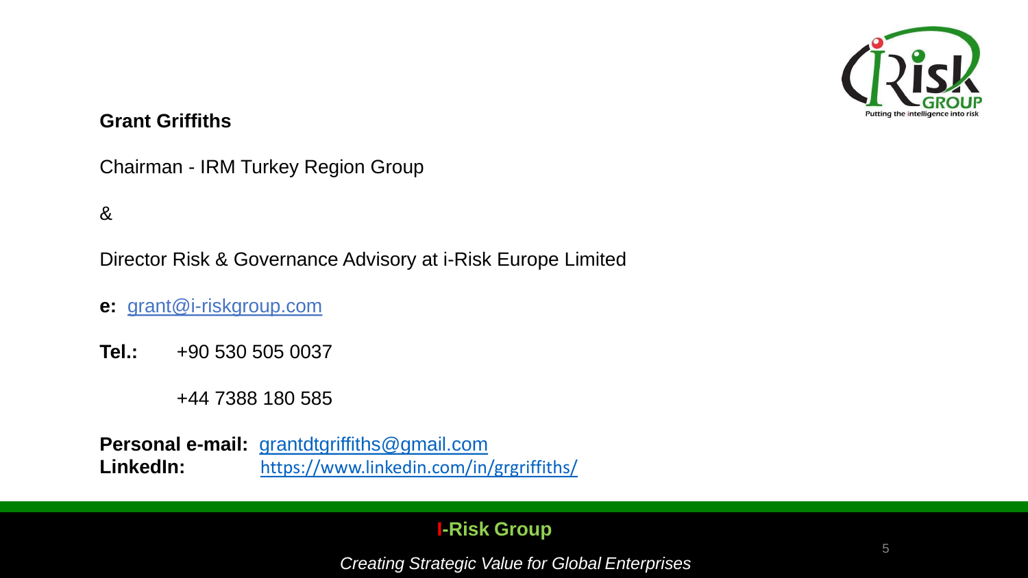**Grant Griffiths**

Chairman - IRM Turkey Region Group

&

Director Risk & Governance Advisory at i-Risk Europe Limited

**e:** grant@i-riskgroup.com

**Tel.:** +90 530 505 0037

+44 7388 180 585

**Personal e-mail:** grantdtgriffiths@gmail.com
**LinkedIn:** https://www.linkedin.com/in/grgriffiths/

**I-Risk Group**

*Creating Strategic Value for Global Enterprises*